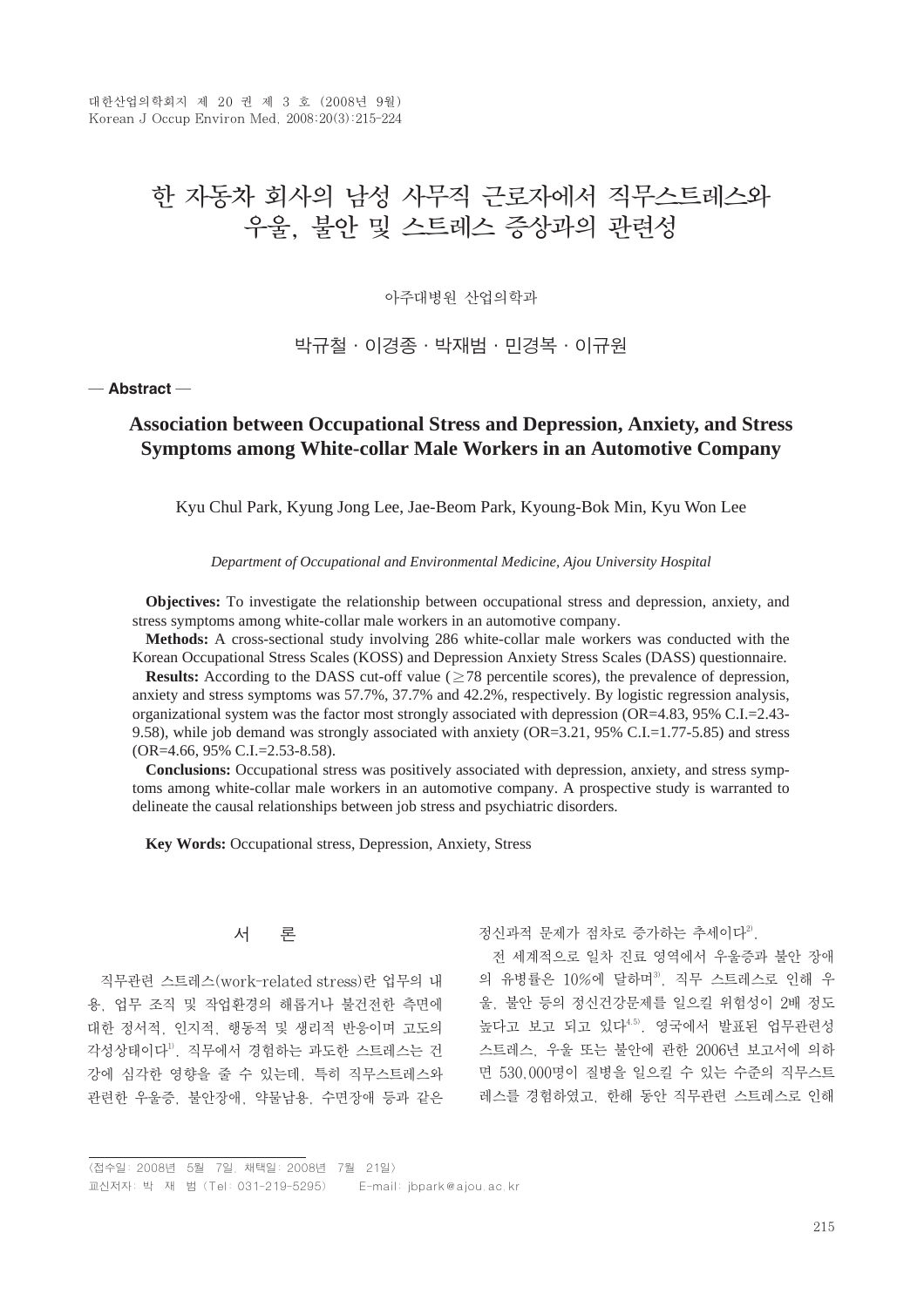# 한 자동차 회사의 남성 사무직 근로자에서 직무스트레스와 우울, 불안 및 스트레스 증상과의 관련성

아주대병원 산업의학과

박규철 · 이경종 · 박재범 · 민경복 · 이규원

— **Abstract** —

## Association between Occupational Stress and Depression, Anxiety, and Stress Symptoms among White-collar Male Workers in an Automotive Company

Kyu Chul Park, Kyung Jong Lee, Jae-Beom Park, Kyoung-Bok Min, Kyu Won Lee

*Department of Occupational and Environmental Medicine, Ajou University Hospital*

**Objectives:** To investigate the relationship between occupational stress and depression, anxiety, and stress symptoms among white-collar male workers in an automotive company.

**Methods:** A cross-sectional study involving 286 white-collar male workers was conducted with the Korean Occupational Stress Scales (KOSS) and Depression Anxiety Stress Scales (DASS) questionnaire.

**Results:** According to the DASS cut-off value (≥78 percentile scores), the prevalence of depression, anxiety and stress symptoms was 57.7%, 37.7% and 42.2%, respectively. By logistic regression analysis, organizational system was the factor most strongly associated with depression (OR=4.83, 95% C.I.=2.43-9.58), while job demand was strongly associated with anxiety (OR=3.21, 95% C.I.=1.77-5.85) and stress (OR=4.66, 95% C.I.=2.53-8.58).

**Conclusions:** Occupational stress was positively associated with depression, anxiety, and stress symptoms among white-collar male workers in an automotive company. A prospective study is warranted to delineate the causal relationships between job stress and psychiatric disorders.

**Key Words:** Occupational stress, Depression, Anxiety, Stress

## 서 론

직무관련 스트레스(work-related stress)란 업무의 내용, 업무 조직 및 작업환경의 해롭거나 불건전한 측면에 대한 정서적, 인지적, 행동적 및 생리적 반응이며 고도의 각성상태이다[1]. 직무에서 경험하는 과도한 스트레스는 건강에 심각한 영향을 줄 수 있는데, 특히 직무스트레스와 관련한 우울증, 불안장애, 약물남용, 수면장애 등과 같은 정신과적 문제가 점차로 증가하는 추세이다[2].

전 세계적으로 일차 진료 영역에서 우울증과 불안 장애의 유병률은 10%에 달하며[3], 직무 스트레스로 인해 우울, 불안 등의 정신건강문제를 일으킬 위험성이 2배 정도 높다고 보고 되고 있다[4,5]. 영국에서 발표된 업무관련성 스트레스, 우울 또는 불안에 관한 2006년 보고서에 의하면 530,000명이 질병을 일으킬 수 있는 수준의 직무스트레스를 경험하였고, 한해 동안 직무관련 스트레스로 인해

〈접수일: 2008년 5월 7일, 채택일: 2008년 7월 21일〉

교신저자: 박 재 범 (Tel: 031-219-5295) E-mail: jbpark@ajou.ac.kr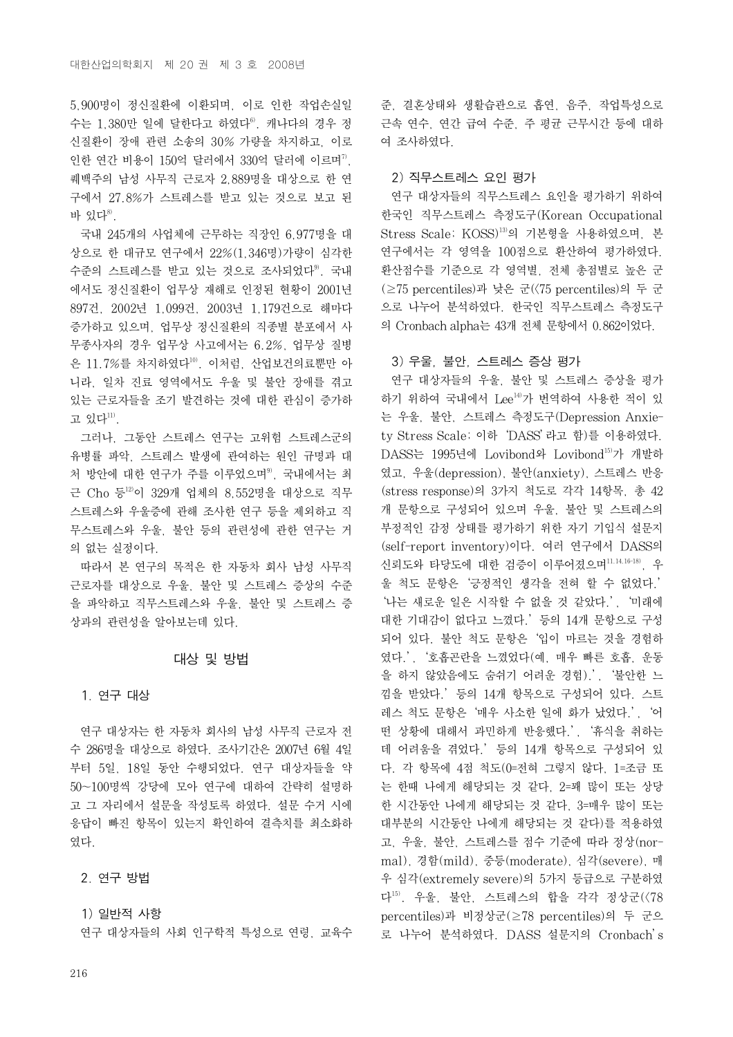5,900명이 정신질환에 이환되며, 이로 인한 작업손실일 수는 1,380만 일에 달한다고 하였다[6]. 캐나다의 경우 정신질환이 장애 관련 소송의 30% 가량을 차지하고, 이로 인한 연간 비용이 150억 달러에서 330억 달러에 이르며[7], 퀘백주의 남성 사무직 근로자 2,889명을 대상으로 한 연구에서 27.8%가 스트레스를 받고 있는 것으로 보고 된 바 있다[8].

국내 245개의 사업체에 근무하는 직장인 6,977명을 대상으로 한 대규모 연구에서 22%(1,346명)가량이 심각한 수준의 스트레스를 받고 있는 것으로 조사되었다[9]. 국내에서도 정신질환이 업무상 재해로 인정된 현황이 2001년 897건, 2002년 1,099건, 2003년 1,179건으로 해마다 증가하고 있으며, 업무상 정신질환의 직종별 분포에서 사무종사자의 경우 업무상 사고에서는 6.2%, 업무상 질병은 11.7%를 차지하였다[10]. 이처럼, 산업보건의료뿐만 아니라, 일차 진료 영역에서도 우울 및 불안 장애를 겪고 있는 근로자들을 조기 발견하는 것에 대한 관심이 증가하고 있다[11].

그러나, 그동안 스트레스 연구는 고위험 스트레스군의 유병률 파악, 스트레스 발생에 관여하는 원인 규명과 대처 방안에 대한 연구가 주를 이루었으며[9], 국내에서는 최근 Cho 등[12]이 329개 업체의 8,552명을 대상으로 직무스트레스와 우울증에 관해 조사한 연구 등을 제외하고 직무스트레스와 우울, 불안 등의 관련성에 관한 연구는 거의 없는 실정이다.

따라서 본 연구의 목적은 한 자동차 회사 남성 사무직 근로자를 대상으로 우울, 불안 및 스트레스 증상의 수준을 파악하고 직무스트레스와 우울, 불안 및 스트레스 증상과의 관련성을 알아보는데 있다.

## 대상 및 방법

### 1. 연구 대상

연구 대상자는 한 자동차 회사의 남성 사무직 근로자 전수 286명을 대상으로 하였다. 조사기간은 2007년 6월 4일부터 5일, 18일 동안 수행되었다. 연구 대상자들을 약 50~100명씩 강당에 모아 연구에 대하여 간략히 설명하고 그 자리에서 설문을 작성토록 하였다. 설문 수거 시에 응답이 빠진 항목이 있는지 확인하여 결측치를 최소화하였다.

### 2. 연구 방법

#### 1) 일반적 사항

연구 대상자들의 사회 인구학적 특성으로 연령, 교육수준, 결혼상태와 생활습관으로 흡연, 음주, 작업특성으로 근속 연수, 연간 급여 수준, 주 평균 근무시간 등에 대하여 조사하였다.

#### 2) 직무스트레스 요인 평가

연구 대상자들의 직무스트레스 요인을 평가하기 위하여 한국인 직무스트레스 측정도구(Korean Occupational Stress Scale; KOSS)[13]의 기본형을 사용하였으며, 본 연구에서는 각 영역을 100점으로 환산하여 평가하였다. 환산점수를 기준으로 각 영역별, 전체 총점별로 높은 군(≥75 percentiles)과 낮은 군(<75 percentiles)의 두 군으로 나누어 분석하였다. 한국인 직무스트레스 측정도구의 Cronbach alpha는 43개 전체 문항에서 0.862이었다.

#### 3) 우울, 불안, 스트레스 증상 평가

연구 대상자들의 우울, 불안 및 스트레스 증상을 평가하기 위하여 국내에서 Lee[14]가 번역하여 사용한 적이 있는 우울, 불안, 스트레스 측정도구(Depression Anxiety Stress Scale; 이하 'DASS'라고 함)를 이용하였다. DASS는 1995년에 Lovibond와 Lovibond[15]가 개발하였고, 우울(depression), 불안(anxiety), 스트레스 반응(stress response)의 3가지 척도로 각각 14항목, 총 42개 문항으로 구성되어 있으며 우울, 불안 및 스트레스의 부정적인 감정 상태를 평가하기 위한 자기 기입식 설문지(self-report inventory)이다. 여러 연구에서 DASS의 신뢰도와 타당도에 대한 검증이 이루어졌으며[11,14,16-18], 우울 척도 문항은 '긍정적인 생각을 전혀 할 수 없었다.' '나는 새로운 일은 시작할 수 없을 것 같았다.', '미래에 대한 기대감이 없다고 느꼈다.' 등의 14개 문항으로 구성되어 있다. 불안 척도 문항은 '입이 마르는 것을 경험하였다.', '호흡곤란을 느꼈었다(예, 매우 빠른 호흡, 운동을 하지 않았음에도 숨쉬기 어려운 경험).', '불안한 느낌을 받았다.' 등의 14개 항목으로 구성되어 있다. 스트레스 척도 문항은 '매우 사소한 일에 화가 났었다.', '어떤 상황에 대해서 과민하게 반응했다.', '휴식을 취하는데 어려움을 겪었다.' 등의 14개 항목으로 구성되어 있다. 각 항목에 4점 척도(0=전혀 그렇지 않다, 1=조금 또는 한때 나에게 해당되는 것 같다, 2=꽤 많이 또는 상당한 시간동안 나에게 해당되는 것 같다, 3=매우 많이 또는 대부분의 시간동안 나에게 해당되는 것 같다)를 적용하였고, 우울, 불안, 스트레스를 점수 기준에 따라 정상(normal), 경함(mild), 중등(moderate), 심각(severe), 매우 심각(extremely severe)의 5가지 등급으로 구분하였다[15]. 우울, 불안, 스트레스의 합을 각각 정상군(<78 percentiles)과 비정상군(≥78 percentiles)의 두 군으로 나누어 분석하였다. DASS 설문지의 Cronbach's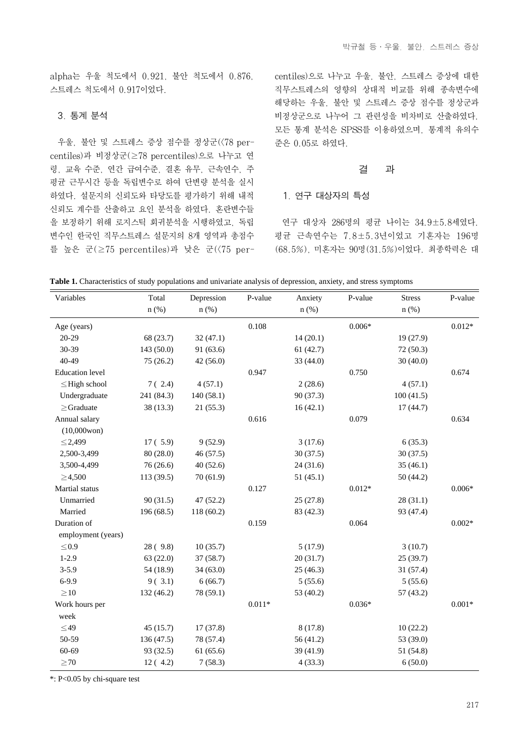alpha는 우울 척도에서 0.921, 불안 척도에서 0.876, 스트레스 척도에서 0.917이었다.

### 3. 통계 분석

우울, 불안 및 스트레스 증상 점수를 정상군(<78 percentiles)과 비정상군(≥78 percentiles)으로 나누고 연령, 교육 수준, 연간 급여수준, 결혼 유무, 근속연수, 주평균 근무시간 등을 독립변수로 하여 단변량 분석을 실시하였다. 설문지의 신뢰도와 타당도를 평가하기 위해 내적 신뢰도 계수를 산출하고 요인 분석을 하였다. 혼란변수들을 보정하기 위해 로지스틱 회귀분석을 시행하였고, 독립변수인 한국인 직무스트레스 설문지의 8개 영역과 총점수를 높은 군(≥75 percentiles)과 낮은 군(<75 percentiles)으로 나누고 우울, 불안, 스트레스 증상에 대한 직무스트레스의 영향의 상대적 비교를 위해 종속변수에 해당하는 우울, 불안 및 스트레스 증상 점수를 정상군과 비정상군으로 나누어 그 관련성을 비차비로 산출하였다. 모든 통계 분석은 SPSS를 이용하였으며, 통계적 유의수준은 0.05로 하였다.

## 결 과

### 1. 연구 대상자의 특성

연구 대상자 286명의 평균 나이는 34.9±5.8세였다. 평균 근속연수는 7.8±5.3년이었고 기혼자는 196명(68.5%), 미혼자는 90명(31.5%)이었다. 최종학력은 대

**Table 1.** Characteristics of study populations and univariate analysis of depression, anxiety, and stress symptoms

| Variables | Total n (%) | Depression n (%) | P-value | Anxiety n (%) | P-value | Stress n (%) | P-value |
|---|---|---|---|---|---|---|---|
| Age (years) | | | 0.108 | | 0.006* | | 0.012* |
| 20-29 | 68 (23.7) | 32 (47.1) | | 14 (20.1) | | 19 (27.9) | |
| 30-39 | 143 (50.0) | 91 (63.6) | | 61 (42.7) | | 72 (50.3) | |
| 40-49 | 75 (26.2) | 42 (56.0) | | 33 (44.0) | | 30 (40.0) | |
| Education level | | | 0.947 | | 0.750 | | 0.674 |
| ≤High school | 7 ( 2.4) | 4 (57.1) | | 2 (28.6) | | 4 (57.1) | |
| Undergraduate | 241 (84.3) | 140 (58.1) | | 90 (37.3) | | 100 (41.5) | |
| ≥Graduate | 38 (13.3) | 21 (55.3) | | 16 (42.1) | | 17 (44.7) | |
| Annual salary (10,000won) | | | 0.616 | | 0.079 | | 0.634 |
| ≤2,499 | 17 ( 5.9) | 9 (52.9) | | 3 (17.6) | | 6 (35.3) | |
| 2,500-3,499 | 80 (28.0) | 46 (57.5) | | 30 (37.5) | | 30 (37.5) | |
| 3,500-4,499 | 76 (26.6) | 40 (52.6) | | 24 (31.6) | | 35 (46.1) | |
| ≥4,500 | 113 (39.5) | 70 (61.9) | | 51 (45.1) | | 50 (44.2) | |
| Martial status | | | 0.127 | | 0.012* | | 0.006* |
| Unmarried | 90 (31.5) | 47 (52.2) | | 25 (27.8) | | 28 (31.1) | |
| Married | 196 (68.5) | 118 (60.2) | | 83 (42.3) | | 93 (47.4) | |
| Duration of employment (years) | | | 0.159 | | 0.064 | | 0.002* |
| ≤0.9 | 28 ( 9.8) | 10 (35.7) | | 5 (17.9) | | 3 (10.7) | |
| 1-2.9 | 63 (22.0) | 37 (58.7) | | 20 (31.7) | | 25 (39.7) | |
| 3-5.9 | 54 (18.9) | 34 (63.0) | | 25 (46.3) | | 31 (57.4) | |
| 6-9.9 | 9 ( 3.1) | 6 (66.7) | | 5 (55.6) | | 5 (55.6) | |
| ≥10 | 132 (46.2) | 78 (59.1) | | 53 (40.2) | | 57 (43.2) | |
| Work hours per week | | | 0.011* | | 0.036* | | 0.001* |
| ≤49 | 45 (15.7) | 17 (37.8) | | 8 (17.8) | | 10 (22.2) | |
| 50-59 | 136 (47.5) | 78 (57.4) | | 56 (41.2) | | 53 (39.0) | |
| 60-69 | 93 (32.5) | 61 (65.6) | | 39 (41.9) | | 51 (54.8) | |
| ≥70 | 12 ( 4.2) | 7 (58.3) | | 4 (33.3) | | 6 (50.0) | |

*: P<0.05 by chi-square test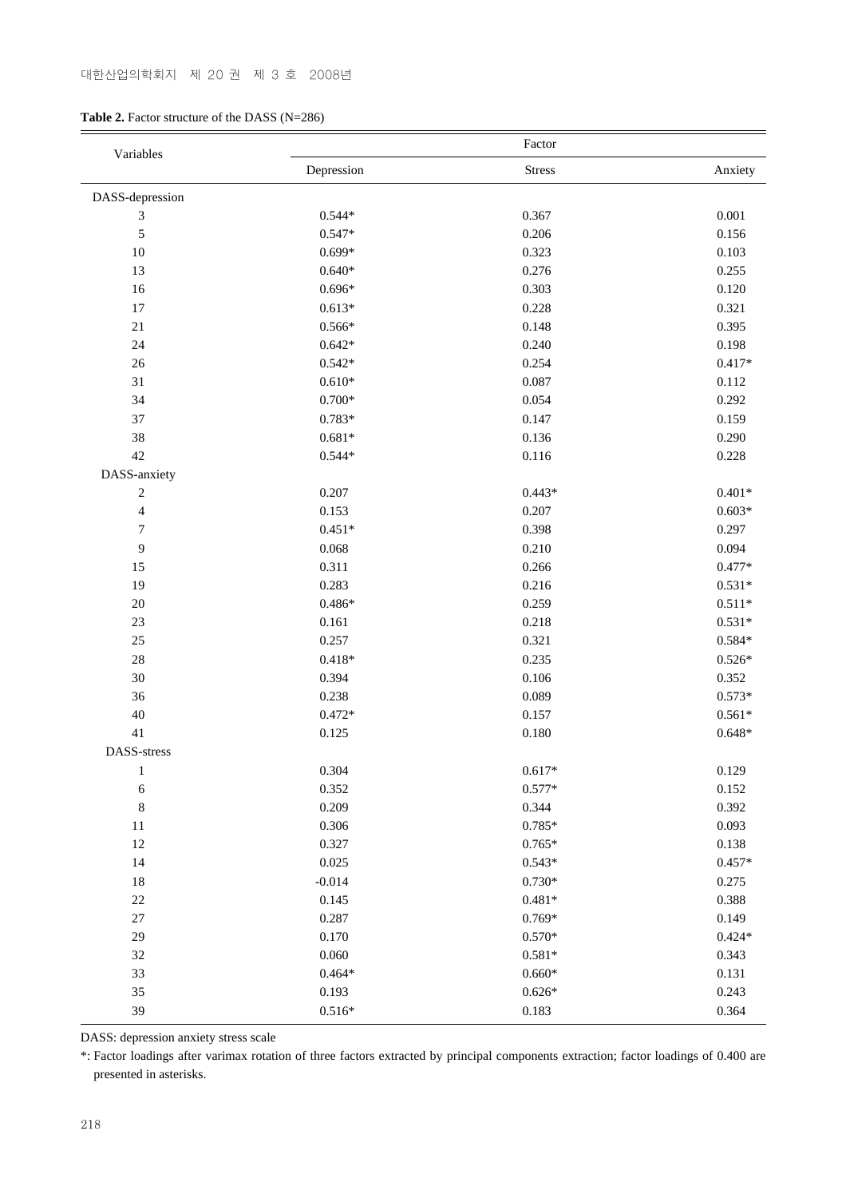**Table 2.** Factor structure of the DASS (N=286)

| Variables | Factor | | |
|---|---|---|---|
| | Depression | Stress | Anxiety |
| DASS-depression | | | |
| 3 | 0.544* | 0.367 | 0.001 |
| 5 | 0.547* | 0.206 | 0.156 |
| 10 | 0.699* | 0.323 | 0.103 |
| 13 | 0.640* | 0.276 | 0.255 |
| 16 | 0.696* | 0.303 | 0.120 |
| 17 | 0.613* | 0.228 | 0.321 |
| 21 | 0.566* | 0.148 | 0.395 |
| 24 | 0.642* | 0.240 | 0.198 |
| 26 | 0.542* | 0.254 | 0.417* |
| 31 | 0.610* | 0.087 | 0.112 |
| 34 | 0.700* | 0.054 | 0.292 |
| 37 | 0.783* | 0.147 | 0.159 |
| 38 | 0.681* | 0.136 | 0.290 |
| 42 | 0.544* | 0.116 | 0.228 |
| DASS-anxiety | | | |
| 2 | 0.207 | 0.443* | 0.401* |
| 4 | 0.153 | 0.207 | 0.603* |
| 7 | 0.451* | 0.398 | 0.297 |
| 9 | 0.068 | 0.210 | 0.094 |
| 15 | 0.311 | 0.266 | 0.477* |
| 19 | 0.283 | 0.216 | 0.531* |
| 20 | 0.486* | 0.259 | 0.511* |
| 23 | 0.161 | 0.218 | 0.531* |
| 25 | 0.257 | 0.321 | 0.584* |
| 28 | 0.418* | 0.235 | 0.526* |
| 30 | 0.394 | 0.106 | 0.352 |
| 36 | 0.238 | 0.089 | 0.573* |
| 40 | 0.472* | 0.157 | 0.561* |
| 41 | 0.125 | 0.180 | 0.648* |
| DASS-stress | | | |
| 1 | 0.304 | 0.617* | 0.129 |
| 6 | 0.352 | 0.577* | 0.152 |
| 8 | 0.209 | 0.344 | 0.392 |
| 11 | 0.306 | 0.785* | 0.093 |
| 12 | 0.327 | 0.765* | 0.138 |
| 14 | 0.025 | 0.543* | 0.457* |
| 18 | -0.014 | 0.730* | 0.275 |
| 22 | 0.145 | 0.481* | 0.388 |
| 27 | 0.287 | 0.769* | 0.149 |
| 29 | 0.170 | 0.570* | 0.424* |
| 32 | 0.060 | 0.581* | 0.343 |
| 33 | 0.464* | 0.660* | 0.131 |
| 35 | 0.193 | 0.626* | 0.243 |
| 39 | 0.516* | 0.183 | 0.364 |

DASS: depression anxiety stress scale

*: Factor loadings after varimax rotation of three factors extracted by principal components extraction; factor loadings of 0.400 are presented in asterisks.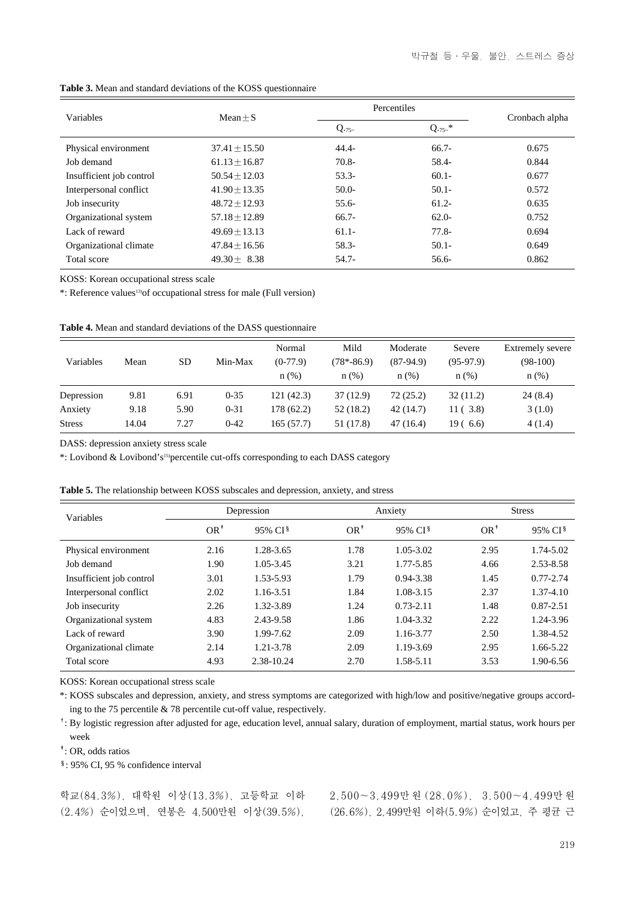**Table 3.** Mean and standard deviations of the KOSS questionnaire

| Variables | Mean±S | Percentiles | | Cronbach alpha |
|---|---|---|---|---|
| | | Q.75~ | Q.75~* | |
| Physical environment | 37.41±15.50 | 44.4- | 66.7- | 0.675 |
| Job demand | 61.13±16.87 | 70.8- | 58.4- | 0.844 |
| Insufficient job control | 50.54±12.03 | 53.3- | 60.1- | 0.677 |
| Interpersonal conflict | 41.90±13.35 | 50.0- | 50.1- | 0.572 |
| Job insecurity | 48.72±12.93 | 55.6- | 61.2- | 0.635 |
| Organizational system | 57.18±12.89 | 66.7- | 62.0- | 0.752 |
| Lack of reward | 49.69±13.13 | 61.1- | 77.8- | 0.694 |
| Organizational climate | 47.84±16.56 | 58.3- | 50.1- | 0.649 |
| Total score | 49.30± 8.38 | 54.7- | 56.6- | 0.862 |

KOSS: Korean occupational stress scale

*: Reference values[13] of occupational stress for male (Full version)

**Table 4.** Mean and standard deviations of the DASS questionnaire

| Variables | Mean | SD | Min-Max | Normal (0-77.9) n (%) | Mild (78*-86.9) n (%) | Moderate (87-94.9) n (%) | Severe (95-97.9) n (%) | Extremely severe (98-100) n (%) |
|---|---|---|---|---|---|---|---|---|
| Depression | 9.81 | 6.91 | 0-35 | 121 (42.3) | 37 (12.9) | 72 (25.2) | 32 (11.2) | 24 (8.4) |
| Anxiety | 9.18 | 5.90 | 0-31 | 178 (62.2) | 52 (18.2) | 42 (14.7) | 11 ( 3.8) | 3 (1.0) |
| Stress | 14.04 | 7.27 | 0-42 | 165 (57.7) | 51 (17.8) | 47 (16.4) | 19 ( 6.6) | 4 (1.4) |

DASS: depression anxiety stress scale

*: Lovibond & Lovibond's[15] percentile cut-offs corresponding to each DASS category

**Table 5.** The relationship between KOSS subscales and depression, anxiety, and stress

| Variables | Depression | | Anxiety | | Stress | |
|---|---|---|---|---|---|---|
| | OR† | 95% CI§ | OR† | 95% CI§ | OR† | 95% CI§ |
| Physical environment | 2.16 | 1.28-3.65 | 1.78 | 1.05-3.02 | 2.95 | 1.74-5.02 |
| Job demand | 1.90 | 1.05-3.45 | 3.21 | 1.77-5.85 | 4.66 | 2.53-8.58 |
| Insufficient job control | 3.01 | 1.53-5.93 | 1.79 | 0.94-3.38 | 1.45 | 0.77-2.74 |
| Interpersonal conflict | 2.02 | 1.16-3.51 | 1.84 | 1.08-3.15 | 2.37 | 1.37-4.10 |
| Job insecurity | 2.26 | 1.32-3.89 | 1.24 | 0.73-2.11 | 1.48 | 0.87-2.51 |
| Organizational system | 4.83 | 2.43-9.58 | 1.86 | 1.04-3.32 | 2.22 | 1.24-3.96 |
| Lack of reward | 3.90 | 1.99-7.62 | 2.09 | 1.16-3.77 | 2.50 | 1.38-4.52 |
| Organizational climate | 2.14 | 1.21-3.78 | 2.09 | 1.19-3.69 | 2.95 | 1.66-5.22 |
| Total score | 4.93 | 2.38-10.24 | 2.70 | 1.58-5.11 | 3.53 | 1.90-6.56 |

KOSS: Korean occupational stress scale

*: KOSS subscales and depression, anxiety, and stress symptoms are categorized with high/low and positive/negative groups according to the 75 percentile & 78 percentile cut-off value, respectively.

†: By logistic regression after adjusted for age, education level, annual salary, duration of employment, martial status, work hours per week

†: OR, odds ratios

§: 95% CI, 95 % confidence interval

학교(84.3%), 대학원 이상(13.3%), 고등학교 이하(2.4%) 순이었으며, 연봉은 4,500만원 이상(39.5%), 2,500~3,499만원(28.0%), 3,500~4,499만원(26.6%), 2,499만원 이하(5.9%) 순이었고, 주 평균 근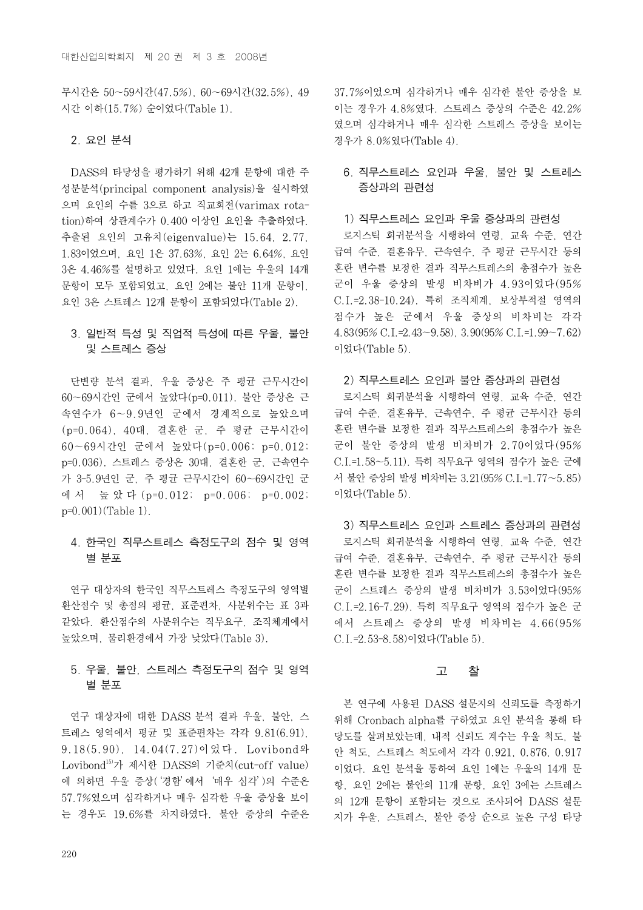무시간은 50~59시간(47.5%), 60~69시간(32.5%), 49시간 이하(15.7%) 순이었다(Table 1).

## 2. 요인 분석

DASS의 타당성을 평가하기 위해 42개 문항에 대한 주성분분석(principal component analysis)을 실시하였으며 요인의 수를 3으로 하고 직교회전(varimax rotation)하여 상관계수가 0.400 이상인 요인을 추출하였다. 추출된 요인의 고유치(eigenvalue)는 15.64, 2.77, 1.83이었으며, 요인 1은 37.63%, 요인 2는 6.64%, 요인 3은 4.46%를 설명하고 있었다. 요인 1에는 우울의 14개 문항이 모두 포함되었고, 요인 2에는 불안 11개 문항이, 요인 3은 스트레스 12개 문항이 포함되었다(Table 2).

## 3. 일반적 특성 및 직업적 특성에 따른 우울, 불안 및 스트레스 증상

단변량 분석 결과, 우울 증상은 주 평균 근무시간이 60~69시간인 군에서 높았다(p=0.011). 불안 증상은 근속연수가 6~9.9년인 군에서 경계적으로 높았으며(p=0.064), 40대, 결혼한 군, 주 평균 근무시간이 60~69시간인 군에서 높았다(p=0.006; p=0.012; p=0.036). 스트레스 증상은 30대, 결혼한 군, 근속연수가 3-5.9년인 군, 주 평균 근무시간이 60~69시간인 군에서 높았다(p=0.012; p=0.006; p=0.002; p=0.001)(Table 1).

## 4. 한국인 직무스트레스 측정도구의 점수 및 영역별 분포

연구 대상자의 한국인 직무스트레스 측정도구의 영역별 환산점수 및 총점의 평균, 표준편차, 사분위수는 표 3과 같았다. 환산점수의 사분위수는 직무요구, 조직체계에서 높았으며, 물리환경에서 가장 낮았다(Table 3).

## 5. 우울, 불안, 스트레스 측정도구의 점수 및 영역별 분포

연구 대상자에 대한 DASS 분석 결과 우울, 불안, 스트레스 영역에서 평균 및 표준편차는 각각 9.81(6.91), 9.18(5.90), 14.04(7.27)이었다. Lovibond와 Lovibond[15]가 제시한 DASS의 기준치(cut-off value)에 의하면 우울 증상('경함'에서 '매우 심각')의 수준은 57.7%였으며 심각하거나 매우 심각한 우울 증상을 보이는 경우도 19.6%를 차지하였다. 불안 증상의 수준은 37.7%이었으며 심각하거나 매우 심각한 불안 증상을 보이는 경우가 4.8%였다. 스트레스 증상의 수준은 42.2%였으며 심각하거나 매우 심각한 스트레스 증상을 보이는 경우가 8.0%였다(Table 4).

## 6. 직무스트레스 요인과 우울, 불안 및 스트레스 증상과의 관련성

### 1) 직무스트레스 요인과 우울 증상과의 관련성

로지스틱 회귀분석을 시행하여 연령, 교육 수준, 연간 급여 수준, 결혼유무, 근속연수, 주 평균 근무시간 등의 혼란 변수를 보정한 결과 직무스트레스의 총점수가 높은 군이 우울 증상의 발생 비차비가 4.93이었다(95% C.I.=2.38-10.24). 특히 조직체계, 보상부적절 영역의 점수가 높은 군에서 우울 증상의 비차비는 각각 4.83(95% C.I.=2.43~9.58), 3.90(95% C.I.=1.99~7.62)이었다(Table 5).

### 2) 직무스트레스 요인과 불안 증상과의 관련성

로지스틱 회귀분석을 시행하여 연령, 교육 수준, 연간 급여 수준, 결혼유무, 근속연수, 주 평균 근무시간 등의 혼란 변수를 보정한 결과 직무스트레스의 총점수가 높은 군이 불안 증상의 발생 비차비가 2.70이었다(95% C.I.=1.58~5.11). 특히 직무요구 영역의 점수가 높은 군에서 불안 증상의 발생 비차비는 3.21(95% C.I.=1.77~5.85)이었다(Table 5).

### 3) 직무스트레스 요인과 스트레스 증상과의 관련성

로지스틱 회귀분석을 시행하여 연령, 교육 수준, 연간 급여 수준, 결혼유무, 근속연수, 주 평균 근무시간 등의 혼란 변수를 보정한 결과 직무스트레스의 총점수가 높은 군이 스트레스 증상의 발생 비차비가 3.53이었다(95% C.I.=2.16-7.29). 특히 직무요구 영역의 점수가 높은 군에서 스트레스 증상의 발생 비차비는 4.66(95% C.I.=2.53-8.58)이었다(Table 5).

# 고 찰

본 연구에 사용된 DASS 설문지의 신뢰도를 측정하기 위해 Cronbach alpha를 구하였고 요인 분석을 통해 타당성을 살펴보았는데, 내적 신뢰도 계수는 우울 척도, 불안 척도, 스트레스 척도에서 각각 0.921, 0.876, 0.917이었다. 요인 분석을 통하여 요인 1에는 우울의 14개 문항, 요인 2에는 불안의 11개 문항, 요인 3에는 스트레스의 12개 문항이 포함되는 것으로 조사되어 DASS 설문지가 우울, 스트레스, 불안 증상 순으로 높은 구성 타당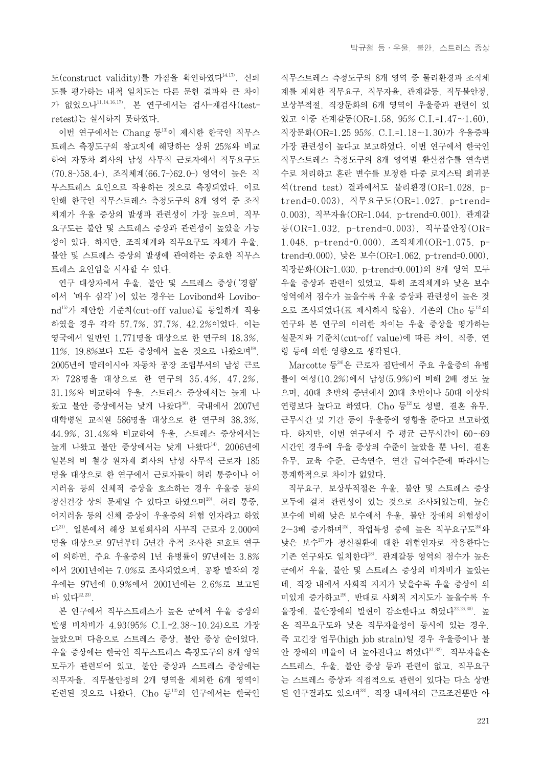도(construct validity)를 가짐을 확인하였다[14,17]. 신뢰도를 평가하는 내적 일치도는 다른 문헌 결과와 큰 차이가 없었으나[11,14,16,17], 본 연구에서는 검사-재검사(test-retest)는 실시하지 못하였다.

이번 연구에서는 Chang 등[13]이 제시한 한국인 직무스트레스 측정도구의 참고치에 해당하는 상위 25%와 비교하여 자동차 회사의 남성 사무직 근로자에서 직무요구도(70.8->58.4-), 조직체계(66.7->62.0-) 영역이 높은 직무스트레스 요인으로 작용하는 것으로 측정되었다. 이로 인해 한국인 직무스트레스 측정도구의 8개 영역 중 조직체계가 우울 증상의 발생과 관련성이 가장 높으며, 직무요구도는 불안 및 스트레스 증상과 관련성이 높았을 가능성이 있다. 하지만, 조직체계와 직무요구도 자체가 우울, 불안 및 스트레스 증상의 발생에 관여하는 중요한 직무스트레스 요인임을 시사할 수 있다.

연구 대상자에서 우울, 불안 및 스트레스 증상('경함'에서 '매우 심각')이 있는 경우는 Lovibond와 Lovibond[15]가 제안한 기준치(cut-off value)를 동일하게 적용하였을 경우 각각 57.7%, 37.7%, 42.2%이었다. 이는 영국에서 일반인 1,771명을 대상으로 한 연구의 18.3%, 11%, 19.8%보다 모든 증상에서 높은 것으로 나왔으며[19], 2005년에 말레이시아 자동차 공장 조립부서의 남성 근로자 728명을 대상으로 한 연구의 35.4%, 47.2%, 31.1%와 비교하여 우울, 스트레스 증상에서는 높게 나왔고 불안 증상에서는 낮게 나왔다[16]. 국내에서 2007년 대학병원 교직원 586명을 대상으로 한 연구의 38.3%, 44.9%, 31.4%와 비교하여 우울, 스트레스 증상에서는 높게 나왔고 불안 증상에서는 낮게 나왔다[14]. 2006년에 일본의 비 철강 원자재 회사의 남성 사무직 근로자 185명을 대상으로 한 연구에서 근로자들이 허리 통증이나 어지러움 등의 신체적 증상을 호소하는 경우 우울증 등의 정신건강 상의 문제일 수 있다고 하였으며[20], 허리 통증, 어지러움 등의 신체 증상이 우울증의 위험 인자라고 하였다[21]. 일본에서 해상 보험회사의 사무직 근로자 2,000여 명을 대상으로 97년부터 5년간 추적 조사한 코호트 연구에 의하면, 주요 우울증의 1년 유병률이 97년에는 3.8%에서 2001년에는 7.0%로 조사되었으며, 공황 발작의 경우에는 97년에 0.9%에서 2001년에는 2.6%로 보고된 바 있다[22,23].

본 연구에서 직무스트레스가 높은 군에서 우울 증상의 발생 비차비가 4.93(95% C.I.=2.38~10.24)으로 가장 높았으며 다음으로 스트레스 증상, 불안 증상 순이었다. 우울 증상에는 한국인 직무스트레스 측정도구의 8개 영역 모두가 관련되어 있고, 불안 증상과 스트레스 증상에는 직무자율, 직무불안정의 2개 영역을 제외한 6개 영역이 관련된 것으로 나왔다. Cho 등[12]의 연구에서는 한국인 직무스트레스 측정도구의 8개 영역 중 물리환경과 조직체계를 제외한 직무요구, 직무자율, 관계갈등, 직무불안정, 보상부적절, 직장문화의 6개 영역이 우울증과 관련이 있었고 이중 관계갈등(OR=1.58, 95% C.I.=1.47~1.60), 직장문화(OR=1.25 95%, C.I.=1.18~1.30)가 우울증과 가장 관련성이 높다고 보고하였다. 이번 연구에서 한국인 직무스트레스 측정도구의 8개 영역별 환산점수를 연속변수로 처리하고 혼란 변수를 보정한 다중 로지스틱 회귀분석(trend test) 결과에서도 물리환경(OR=1.028, p-trend=0.003), 직무요구도(OR=1.027, p-trend=0.003), 직무자율(OR=1.044, p-trend=0.001), 관계갈등(OR=1.032, p-trend=0.003), 직무불안정(OR=1.048, p-trend=0.000), 조직체계(OR=1.075, p-trend=0.000), 낮은 보수(OR=1.062, p-trend=0.000), 직장문화(OR=1.030, p-trend=0.001)의 8개 영역 모두 우울 증상과 관련이 있었고, 특히 조직체계와 낮은 보수 영역에서 점수가 높을수록 우울 증상과 관련성이 높은 것으로 조사되었다(표 제시하지 않음). 기존의 Cho 등[12]의 연구와 본 연구의 이러한 차이는 우울 증상을 평가하는 설문지와 기준치(cut-off value)에 따른 차이, 직종, 연령 등에 의한 영향으로 생각된다.

Marcotte 등[24]은 근로자 집단에서 주요 우울증의 유병률이 여성(10.2%)에서 남성(5.9%)에 비해 2배 정도 높으며, 40대 초반의 중년에서 20대 초반이나 50대 이상의 연령보다 높다고 하였다. Cho 등[12]도 성별, 결혼 유무, 근무시간 및 기간 등이 우울증에 영향을 준다고 보고하였다. 하지만, 이번 연구에서 주 평균 근무시간이 60~69시간인 경우에 우울 증상의 수준이 높았을 뿐 나이, 결혼 유무, 교육 수준, 근속연수, 연간 급여수준에 따라서는 통계학적으로 차이가 없었다.

직무요구, 보상부적절은 우울, 불안 및 스트레스 증상 모두에 걸쳐 관련성이 있는 것으로 조사되었는데, 높은 보수에 비해 낮은 보수에서 우울, 불안 장애의 위험성이 2~3배 증가하며[25], 작업특성 중에 높은 직무요구도[26]와 낮은 보수[27]가 정신질환에 대한 위험인자로 작용한다는 기존 연구와도 일치한다[28]. 관계갈등 영역의 점수가 높은 군에서 우울, 불안 및 스트레스 증상의 비차비가 높았는데, 직장 내에서 사회적 지지가 낮을수록 우울 증상이 의미있게 증가하고[29], 반대로 사회적 지지도가 높을수록 우울장애, 불안장애의 발현이 감소한다고 하였다[22,26,30]. 높은 직무요구도와 낮은 직무자율성이 동시에 있는 경우, 즉 고긴장 업무(high job strain)일 경우 우울증이나 불안 장애의 비율이 더 높아진다고 하였다[31,32]. 직무자율은 스트레스, 우울, 불안 증상 등과 관련이 없고, 직무요구는 스트레스 증상과 직접적으로 관련이 있다는 다소 상반된 연구결과도 있으며[33], 직장 내에서의 근로조건뿐만 아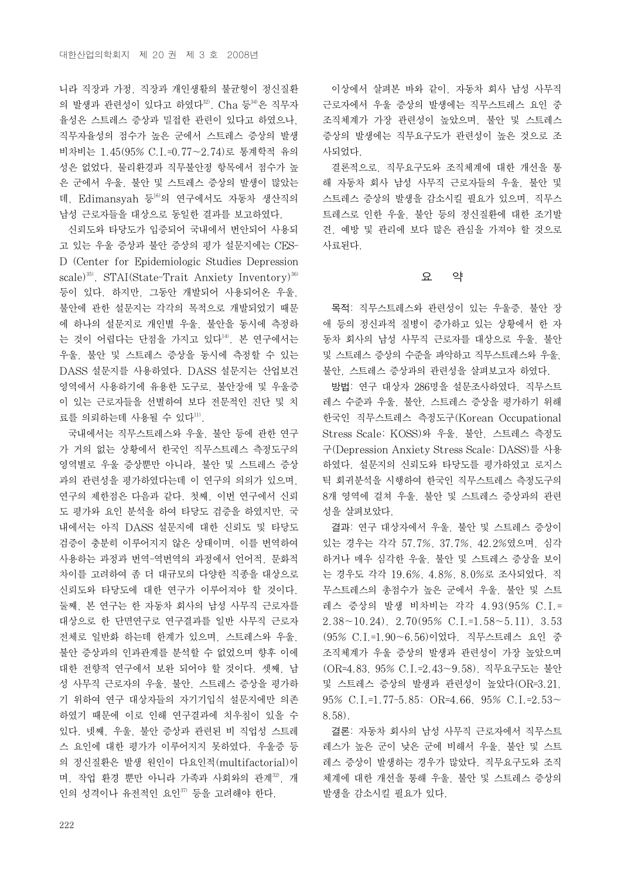니라 직장과 가정, 직장과 개인생활의 불균형이 정신질환의 발생과 관련성이 있다고 하였다[32]. Cha 등[34]은 직무자율성은 스트레스 증상과 밀접한 관련이 있다고 하였으나, 직무자율성의 점수가 높은 군에서 스트레스 증상의 발생 비차비는 1.45(95% C.I.=0.77~2.74)로 통계학적 유의성은 없었다. 물리환경과 직무불안정 항목에서 점수가 높은 군에서 우울, 불안 및 스트레스 증상의 발생이 많았는데, Edimansyah 등[16]의 연구에서도 자동차 생산직의 남성 근로자들을 대상으로 동일한 결과를 보고하였다.

신뢰도와 타당도가 입증되어 국내에서 번안되어 사용되고 있는 우울 증상과 불안 증상의 평가 설문지에는 CES-D (Center for Epidemiologic Studies Depression scale)[35], STAI(State-Trait Anxiety Inventory)[36] 등이 있다. 하지만, 그동안 개발되어 사용되어온 우울, 불안에 관한 설문지는 각각의 목적으로 개발되었기 때문에 하나의 설문지로 개인별 우울, 불안을 동시에 측정하는 것이 어렵다는 단점을 가지고 있다[14]. 본 연구에서는 우울, 불안 및 스트레스 증상을 동시에 측정할 수 있는 DASS 설문지를 사용하였다. DASS 설문지는 산업보건 영역에서 사용하기에 유용한 도구로, 불안장애 및 우울증이 있는 근로자들을 선별하여 보다 전문적인 진단 및 치료를 의뢰하는데 사용될 수 있다[11].

국내에서는 직무스트레스와 우울, 불안 등에 관한 연구가 거의 없는 상황에서 한국인 직무스트레스 측정도구의 영역별로 우울 증상뿐만 아니라, 불안 및 스트레스 증상과의 관련성을 평가하였다는데 이 연구의 의의가 있으며, 연구의 제한점은 다음과 같다. 첫째, 이번 연구에서 신뢰도 평가와 요인 분석을 하여 타당도 검증을 하였지만, 국내에서는 아직 DASS 설문지에 대한 신뢰도 및 타당도 검증이 충분히 이루어지지 않은 상태이며, 이를 번역하여 사용하는 과정과 번역-역번역의 과정에서 언어적, 문화적 차이를 고려하여 좀 더 대규모의 다양한 직종을 대상으로 신뢰도와 타당도에 대한 연구가 이루어져야 할 것이다. 둘째, 본 연구는 한 자동차 회사의 남성 사무직 근로자를 대상으로 한 단면연구로 연구결과를 일반 사무직 근로자 전체로 일반화 하는데 한계가 있으며, 스트레스와 우울, 불안 증상과의 인과관계를 분석할 수 없었으며 향후 이에 대한 전향적 연구에서 보완 되어야 할 것이다. 셋째, 남성 사무직 근로자의 우울, 불안, 스트레스 증상을 평가하기 위하여 연구 대상자들의 자기기입식 설문지에만 의존하였기 때문에 이로 인해 연구결과에 치우침이 있을 수 있다. 넷째, 우울, 불안 증상과 관련된 비 직업성 스트레스 요인에 대한 평가가 이루어지지 못하였다. 우울증 등의 정신질환은 발생 원인이 다요인적(multifactorial)이며, 작업 환경 뿐만 아니라 가족과 사회와의 관계[32], 개인의 성격이나 유전적인 요인[37] 등을 고려해야 한다.

이상에서 살펴본 바와 같이, 자동차 회사 남성 사무직 근로자에서 우울 증상의 발생에는 직무스트레스 요인 중 조직체계가 가장 관련성이 높았으며, 불안 및 스트레스 증상의 발생에는 직무요구도가 관련성이 높은 것으로 조사되었다.

결론적으로, 직무요구도와 조직체계에 대한 개선을 통해 자동차 회사 남성 사무직 근로자들의 우울, 불안 및 스트레스 증상의 발생을 감소시킬 필요가 있으며, 직무스트레스로 인한 우울, 불안 등의 정신질환에 대한 조기발견, 예방 및 관리에 보다 많은 관심을 가져야 할 것으로 사료된다.

## 요 약

목적: 직무스트레스와 관련성이 있는 우울증, 불안 장애 등의 정신과적 질병이 증가하고 있는 상황에서 한 자동차 회사의 남성 사무직 근로자를 대상으로 우울, 불안 및 스트레스 증상의 수준을 파악하고 직무스트레스와 우울, 불안, 스트레스 증상과의 관련성을 살펴보고자 하였다.

방법: 연구 대상자 286명을 설문조사하였다. 직무스트레스 수준과 우울, 불안, 스트레스 증상을 평가하기 위해 한국인 직무스트레스 측정도구(Korean Occupational Stress Scale; KOSS)와 우울, 불안, 스트레스 측정도구(Depression Anxiety Stress Scale; DASS)를 사용하였다. 설문지의 신뢰도와 타당도를 평가하였고 로지스틱 회귀분석을 시행하여 한국인 직무스트레스 측정도구의 8개 영역에 걸쳐 우울, 불안 및 스트레스 증상과의 관련성을 살펴보았다.

결과: 연구 대상자에서 우울, 불안 및 스트레스 증상이 있는 경우는 각각 57.7%, 37.7%, 42.2%였으며, 심각하거나 매우 심각한 우울, 불안 및 스트레스 증상을 보이는 경우도 각각 19.6%, 4.8%, 8.0%로 조사되었다. 직무스트레스의 총점수가 높은 군에서 우울, 불안 및 스트레스 증상의 발생 비차비는 각각 4.93(95% C.I.=2.38~10.24), 2.70(95% C.I.=1.58~5.11), 3.53(95% C.I.=1.90~6.56)이었다. 직무스트레스 요인 중 조직체계가 우울 증상의 발생과 관련성이 가장 높았으며(OR=4.83, 95% C.I.=2.43~9.58), 직무요구도는 불안 및 스트레스 증상의 발생과 관련성이 높았다(OR=3.21, 95% C.I.=1.77-5.85; OR=4.66, 95% C.I.=2.53~8.58).

결론: 자동차 회사의 남성 사무직 근로자에서 직무스트레스가 높은 군이 낮은 군에 비해서 우울, 불안 및 스트레스 증상이 발생하는 경우가 많았다. 직무요구도와 조직체계에 대한 개선을 통해 우울, 불안 및 스트레스 증상의 발생을 감소시킬 필요가 있다.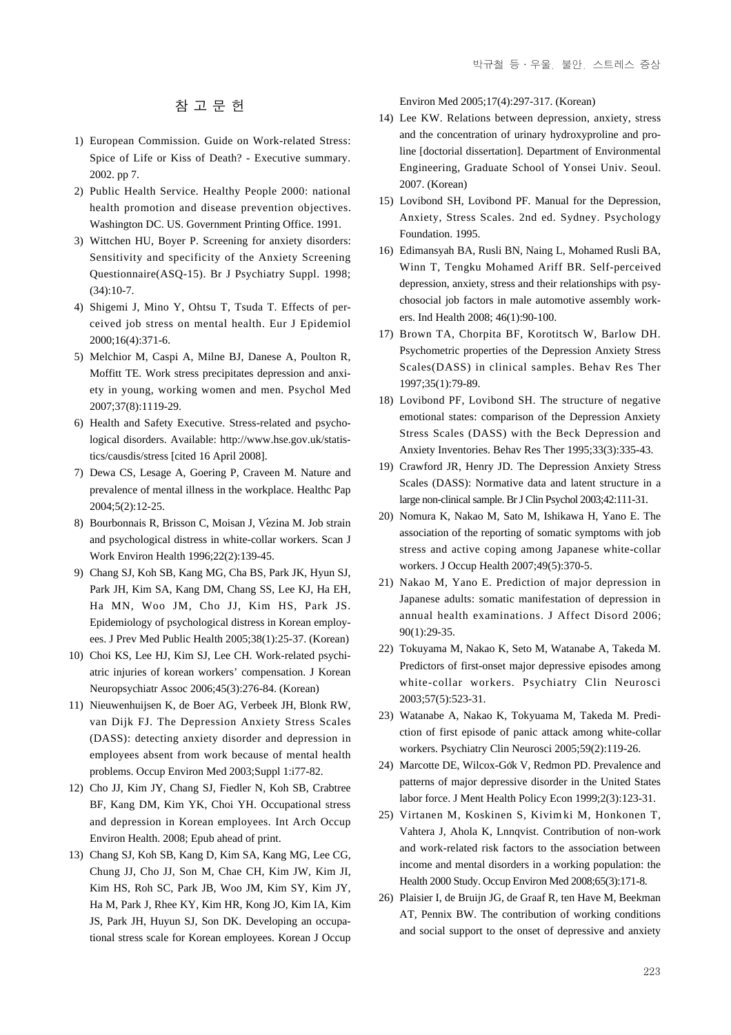## 참 고 문 헌

1) European Commission. Guide on Work-related Stress: Spice of Life or Kiss of Death? - Executive summary. 2002. pp 7.
2) Public Health Service. Healthy People 2000: national health promotion and disease prevention objectives. Washington DC. US. Government Printing Office. 1991.
3) Wittchen HU, Boyer P. Screening for anxiety disorders: Sensitivity and specificity of the Anxiety Screening Questionnaire(ASQ-15). Br J Psychiatry Suppl. 1998;(34):10-7.
4) Shigemi J, Mino Y, Ohtsu T, Tsuda T. Effects of perceived job stress on mental health. Eur J Epidemiol 2000;16(4):371-6.
5) Melchior M, Caspi A, Milne BJ, Danese A, Poulton R, Moffitt TE. Work stress precipitates depression and anxiety in young, working women and men. Psychol Med 2007;37(8):1119-29.
6) Health and Safety Executive. Stress-related and psychological disorders. Available: http://www.hse.gov.uk/statistics/causdis/stress [cited 16 April 2008].
7) Dewa CS, Lesage A, Goering P, Craveen M. Nature and prevalence of mental illness in the workplace. Healthc Pap 2004;5(2):12-25.
8) Bourbonnais R, Brisson C, Moisan J, Vézina M. Job strain and psychological distress in white-collar workers. Scan J Work Environ Health 1996;22(2):139-45.
9) Chang SJ, Koh SB, Kang MG, Cha BS, Park JK, Hyun SJ, Park JH, Kim SA, Kang DM, Chang SS, Lee KJ, Ha EH, Ha MN, Woo JM, Cho JJ, Kim HS, Park JS. Epidemiology of psychological distress in Korean employees. J Prev Med Public Health 2005;38(1):25-37. (Korean)
10) Choi KS, Lee HJ, Kim SJ, Lee CH. Work-related psychiatric injuries of korean workers' compensation. J Korean Neuropsychiatr Assoc 2006;45(3):276-84. (Korean)
11) Nieuwenhuijsen K, de Boer AG, Verbeek JH, Blonk RW, van Dijk FJ. The Depression Anxiety Stress Scales (DASS): detecting anxiety disorder and depression in employees absent from work because of mental health problems. Occup Environ Med 2003;Suppl 1:i77-82.
12) Cho JJ, Kim JY, Chang SJ, Fiedler N, Koh SB, Crabtree BF, Kang DM, Kim YK, Choi YH. Occupational stress and depression in Korean employees. Int Arch Occup Environ Health. 2008; Epub ahead of print.
13) Chang SJ, Koh SB, Kang D, Kim SA, Kang MG, Lee CG, Chung JJ, Cho JJ, Son M, Chae CH, Kim JW, Kim JI, Kim HS, Roh SC, Park JB, Woo JM, Kim SY, Kim JY, Ha M, Park J, Rhee KY, Kim HR, Kong JO, Kim IA, Kim JS, Park JH, Huyun SJ, Son DK. Developing an occupational stress scale for Korean employees. Korean J Occup Environ Med 2005;17(4):297-317. (Korean)
14) Lee KW. Relations between depression, anxiety, stress and the concentration of urinary hydroxyproline and proline [doctorial dissertation]. Department of Environmental Engineering, Graduate School of Yonsei Univ. Seoul. 2007. (Korean)
15) Lovibond SH, Lovibond PF. Manual for the Depression, Anxiety, Stress Scales. 2nd ed. Sydney. Psychology Foundation. 1995.
16) Edimansyah BA, Rusli BN, Naing L, Mohamed Rusli BA, Winn T, Tengku Mohamed Ariff BR. Self-perceived depression, anxiety, stress and their relationships with psychosocial job factors in male automotive assembly workers. Ind Health 2008; 46(1):90-100.
17) Brown TA, Chorpita BF, Korotitsch W, Barlow DH. Psychometric properties of the Depression Anxiety Stress Scales(DASS) in clinical samples. Behav Res Ther 1997;35(1):79-89.
18) Lovibond PF, Lovibond SH. The structure of negative emotional states: comparison of the Depression Anxiety Stress Scales (DASS) with the Beck Depression and Anxiety Inventories. Behav Res Ther 1995;33(3):335-43.
19) Crawford JR, Henry JD. The Depression Anxiety Stress Scales (DASS): Normative data and latent structure in a large non-clinical sample. Br J Clin Psychol 2003;42:111-31.
20) Nomura K, Nakao M, Sato M, Ishikawa H, Yano E. The association of the reporting of somatic symptoms with job stress and active coping among Japanese white-collar workers. J Occup Health 2007;49(5):370-5.
21) Nakao M, Yano E. Prediction of major depression in Japanese adults: somatic manifestation of depression in annual health examinations. J Affect Disord 2006; 90(1):29-35.
22) Tokuyama M, Nakao K, Seto M, Watanabe A, Takeda M. Predictors of first-onset major depressive episodes among white-collar workers. Psychiatry Clin Neurosci 2003;57(5):523-31.
23) Watanabe A, Nakao K, Tokyuama M, Takeda M. Prediction of first episode of panic attack among white-collar workers. Psychiatry Clin Neurosci 2005;59(2):119-26.
24) Marcotte DE, Wilcox-Gök V, Redmon PD. Prevalence and patterns of major depressive disorder in the United States labor force. J Ment Health Policy Econ 1999;2(3):123-31.
25) Virtanen M, Koskinen S, Kivimki M, Honkonen T, Vahtera J, Ahola K, Lnnqvist. Contribution of non-work and work-related risk factors to the association between income and mental disorders in a working population: the Health 2000 Study. Occup Environ Med 2008;65(3):171-8.
26) Plaisier I, de Bruijn JG, de Graaf R, ten Have M, Beekman AT, Pennix BW. The contribution of working conditions and social support to the onset of depressive and anxiety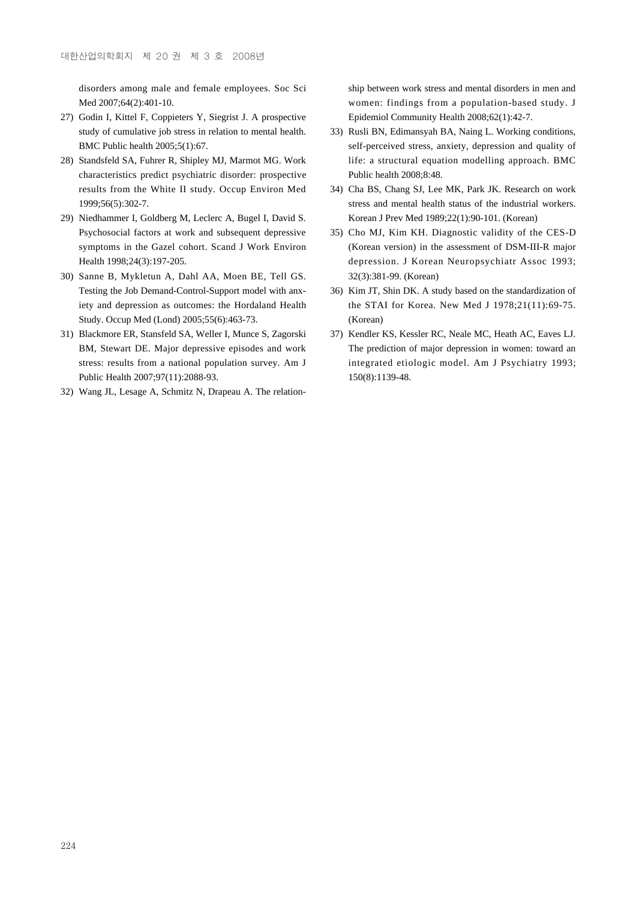disorders among male and female employees. Soc Sci Med 2007;64(2):401-10.

27) Godin I, Kittel F, Coppieters Y, Siegrist J. A prospective study of cumulative job stress in relation to mental health. BMC Public health 2005;5(1):67.

28) Standsfeld SA, Fuhrer R, Shipley MJ, Marmot MG. Work characteristics predict psychiatric disorder: prospective results from the White II study. Occup Environ Med 1999;56(5):302-7.

29) Niedhammer I, Goldberg M, Leclerc A, Bugel I, David S. Psychosocial factors at work and subsequent depressive symptoms in the Gazel cohort. Scand J Work Environ Health 1998;24(3):197-205.

30) Sanne B, Mykletun A, Dahl AA, Moen BE, Tell GS. Testing the Job Demand-Control-Support model with anxiety and depression as outcomes: the Hordaland Health Study. Occup Med (Lond) 2005;55(6):463-73.

31) Blackmore ER, Stansfeld SA, Weller I, Munce S, Zagorski BM, Stewart DE. Major depressive episodes and work stress: results from a national population survey. Am J Public Health 2007;97(11):2088-93.

32) Wang JL, Lesage A, Schmitz N, Drapeau A. The relationship between work stress and mental disorders in men and women: findings from a population-based study. J Epidemiol Community Health 2008;62(1):42-7.

33) Rusli BN, Edimansyah BA, Naing L. Working conditions, self-perceived stress, anxiety, depression and quality of life: a structural equation modelling approach. BMC Public health 2008;8:48.

34) Cha BS, Chang SJ, Lee MK, Park JK. Research on work stress and mental health status of the industrial workers. Korean J Prev Med 1989;22(1):90-101. (Korean)

35) Cho MJ, Kim KH. Diagnostic validity of the CES-D (Korean version) in the assessment of DSM-III-R major depression. J Korean Neuropsychiatr Assoc 1993; 32(3):381-99. (Korean)

36) Kim JT, Shin DK. A study based on the standardization of the STAI for Korea. New Med J 1978;21(11):69-75. (Korean)

37) Kendler KS, Kessler RC, Neale MC, Heath AC, Eaves LJ. The prediction of major depression in women: toward an integrated etiologic model. Am J Psychiatry 1993; 150(8):1139-48.